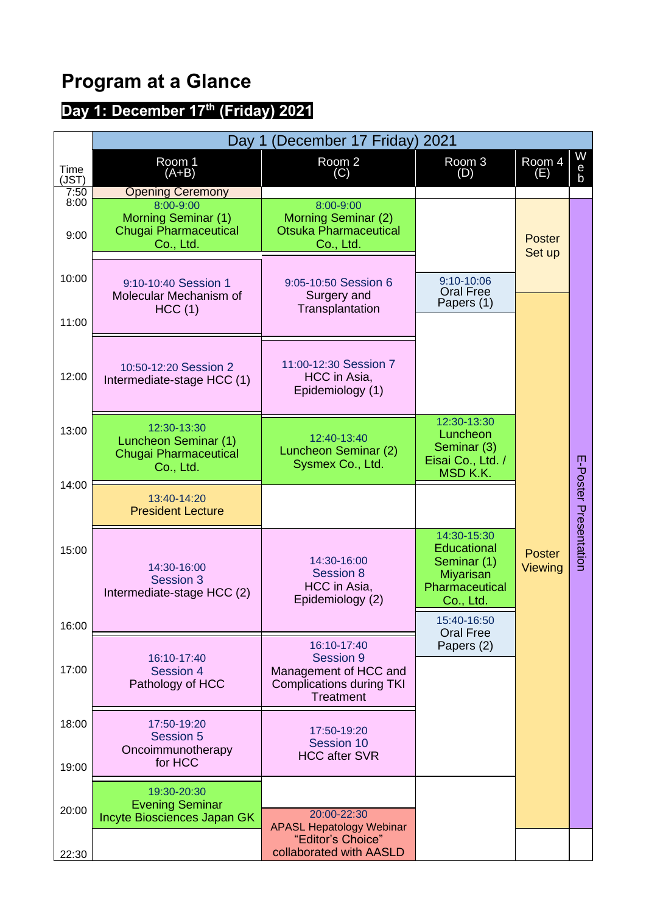# Program at a Glance

## Day 1: December 17th (Friday) 2021

| Time (JST) | Room 1 (A+B) | Room 2 (C) | Room 3 (D) | Room 4 (E) | Web |
|---|---|---|---|---|---|
| | **Day 1 (December 17 Friday) 2021** | | | | |
| 7:50 | Opening Ceremony | | | | |
| 8:00 | 8:00-9:00 Morning Seminar (1) Chugai Pharmaceutical Co., Ltd. | 8:00-9:00 Morning Seminar (2) Otsuka Pharmaceutical Co., Ltd. | | Poster Set up | E-Poster Presentation |
| 10:00 | 9:10-10:40 Session 1 Molecular Mechanism of HCC (1) | 9:05-10:50 Session 6 Surgery and Transplantation | 9:10-10:06 Oral Free Papers (1) | | |
| 12:00 | 10:50-12:20 Session 2 Intermediate-stage HCC (1) | 11:00-12:30 Session 7 HCC in Asia, Epidemiology (1) | | Poster Viewing | |
| 13:00 | 12:30-13:30 Luncheon Seminar (1) Chugai Pharmaceutical Co., Ltd. | 12:40-13:40 Luncheon Seminar (2) Sysmex Co., Ltd. | 12:30-13:30 Luncheon Seminar (3) Eisai Co., Ltd. / MSD K.K. | | |
| 14:00 | 13:40-14:20 President Lecture | | | | |
| 15:00 | 14:30-16:00 Session 3 Intermediate-stage HCC (2) | 14:30-16:00 Session 8 HCC in Asia, Epidemiology (2) | 14:30-15:30 Educational Seminar (1) Miyarisan Pharmaceutical Co., Ltd. | | |
| 16:00 | | | 15:40-16:50 Oral Free Papers (2) | | |
| 17:00 | 16:10-17:40 Session 4 Pathology of HCC | 16:10-17:40 Session 9 Management of HCC and Complications during TKI Treatment | | | |
| 18:00 | 17:50-19:20 Session 5 Oncoimmunotherapy for HCC | 17:50-19:20 Session 10 HCC after SVR | | | |
| 20:00 | 19:30-20:30 Evening Seminar Incyte Biosciences Japan GK | 20:00-22:30 APASL Hepatology Webinar "Editor's Choice" collaborated with AASLD | | | |
| 22:30 | | | | | |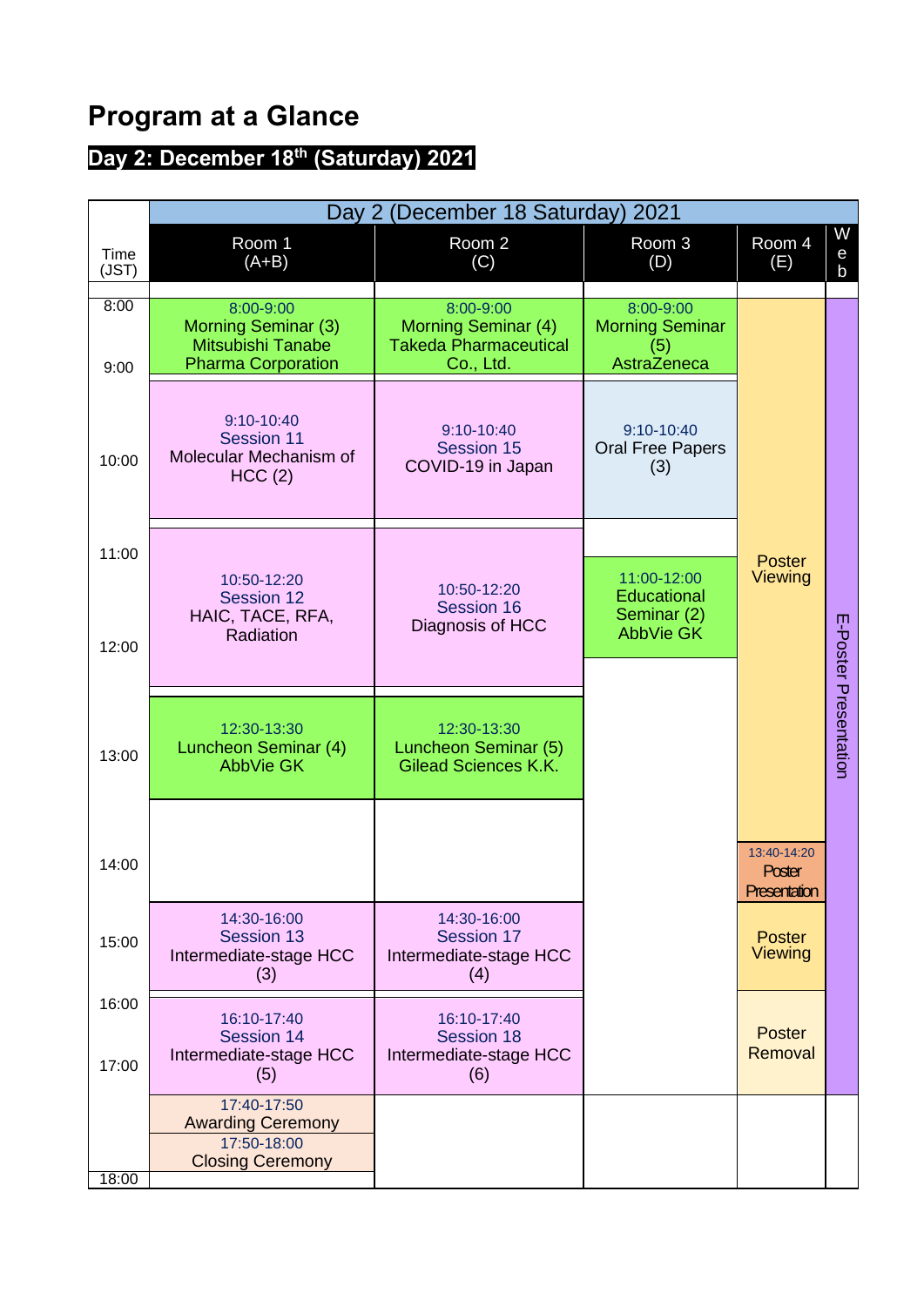# Program at a Glance

## Day 2: December 18th (Saturday) 2021

| Time (JST) | Room 1 (A+B) | Room 2 (C) | Room 3 (D) | Room 4 (E) | Web |
|---|---|---|---|---|---|
| 8:00–9:00 | 8:00-9:00 Morning Seminar (3) Mitsubishi Tanabe Pharma Corporation | 8:00-9:00 Morning Seminar (4) Takeda Pharmaceutical Co., Ltd. | 8:00-9:00 Morning Seminar (5) AstraZeneca | Poster Viewing | E-Poster Presentation |
| 10:00 | 9:10-10:40 Session 11 Molecular Mechanism of HCC (2) | 9:10-10:40 Session 15 COVID-19 in Japan | 9:10-10:40 Oral Free Papers (3) | | |
| 11:00–12:00 | 10:50-12:20 Session 12 HAIC, TACE, RFA, Radiation | 10:50-12:20 Session 16 Diagnosis of HCC | 11:00-12:00 Educational Seminar (2) AbbVie GK | | |
| 13:00 | 12:30-13:30 Luncheon Seminar (4) AbbVie GK | 12:30-13:30 Luncheon Seminar (5) Gilead Sciences K.K. | | | |
| 14:00 | | | | 13:40-14:20 Poster Presentation | |
| 15:00 | 14:30-16:00 Session 13 Intermediate-stage HCC (3) | 14:30-16:00 Session 17 Intermediate-stage HCC (4) | | Poster Viewing | |
| 16:00–17:00 | 16:10-17:40 Session 14 Intermediate-stage HCC (5) | 16:10-17:40 Session 18 Intermediate-stage HCC (6) | | Poster Removal | |
| 17:40–18:00 | 17:40-17:50 Awarding Ceremony<br>17:50-18:00 Closing Ceremony | | | | |